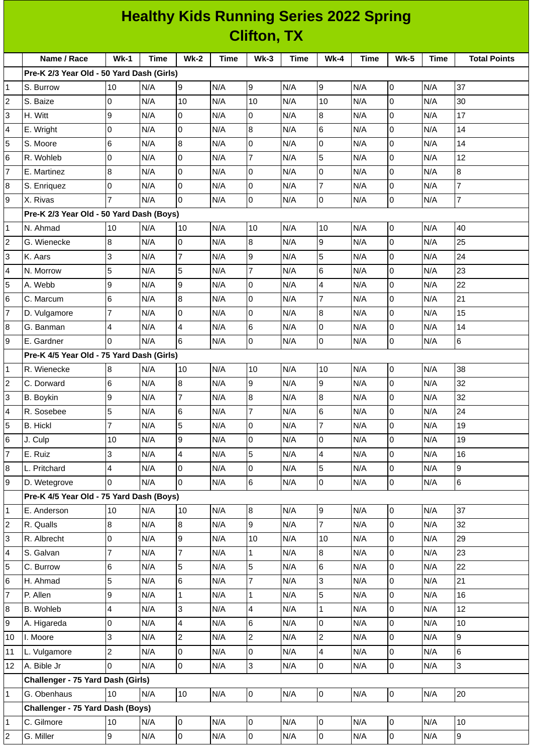# Healthy Kids Running Series 2022 Spring
## Clifton, TX

| | Name / Race | Wk-1 | Time | Wk-2 | Time | Wk-3 | Time | Wk-4 | Time | Wk-5 | Time | Total Points |
|---|---|---|---|---|---|---|---|---|---|---|---|---|
| | **Pre-K 2/3 Year Old - 50 Yard Dash (Girls)** | | | | | | | | | | | |
| 1 | S. Burrow | 10 | N/A | 9 | N/A | 9 | N/A | 9 | N/A | 0 | N/A | 37 |
| 2 | S. Baize | 0 | N/A | 10 | N/A | 10 | N/A | 10 | N/A | 0 | N/A | 30 |
| 3 | H. Witt | 9 | N/A | 0 | N/A | 0 | N/A | 8 | N/A | 0 | N/A | 17 |
| 4 | E. Wright | 0 | N/A | 0 | N/A | 8 | N/A | 6 | N/A | 0 | N/A | 14 |
| 5 | S. Moore | 6 | N/A | 8 | N/A | 0 | N/A | 0 | N/A | 0 | N/A | 14 |
| 6 | R. Wohleb | 0 | N/A | 0 | N/A | 7 | N/A | 5 | N/A | 0 | N/A | 12 |
| 7 | E. Martinez | 8 | N/A | 0 | N/A | 0 | N/A | 0 | N/A | 0 | N/A | 8 |
| 8 | S. Enriquez | 0 | N/A | 0 | N/A | 0 | N/A | 7 | N/A | 0 | N/A | 7 |
| 9 | X. Rivas | 7 | N/A | 0 | N/A | 0 | N/A | 0 | N/A | 0 | N/A | 7 |
| | **Pre-K 2/3 Year Old - 50 Yard Dash (Boys)** | | | | | | | | | | | |
| 1 | N. Ahmad | 10 | N/A | 10 | N/A | 10 | N/A | 10 | N/A | 0 | N/A | 40 |
| 2 | G. Wienecke | 8 | N/A | 0 | N/A | 8 | N/A | 9 | N/A | 0 | N/A | 25 |
| 3 | K. Aars | 3 | N/A | 7 | N/A | 9 | N/A | 5 | N/A | 0 | N/A | 24 |
| 4 | N. Morrow | 5 | N/A | 5 | N/A | 7 | N/A | 6 | N/A | 0 | N/A | 23 |
| 5 | A. Webb | 9 | N/A | 9 | N/A | 0 | N/A | 4 | N/A | 0 | N/A | 22 |
| 6 | C. Marcum | 6 | N/A | 8 | N/A | 0 | N/A | 7 | N/A | 0 | N/A | 21 |
| 7 | D. Vulgamore | 7 | N/A | 0 | N/A | 0 | N/A | 8 | N/A | 0 | N/A | 15 |
| 8 | G. Banman | 4 | N/A | 4 | N/A | 6 | N/A | 0 | N/A | 0 | N/A | 14 |
| 9 | E. Gardner | 0 | N/A | 6 | N/A | 0 | N/A | 0 | N/A | 0 | N/A | 6 |
| | **Pre-K 4/5 Year Old - 75 Yard Dash (Girls)** | | | | | | | | | | | |
| 1 | R. Wienecke | 8 | N/A | 10 | N/A | 10 | N/A | 10 | N/A | 0 | N/A | 38 |
| 2 | C. Dorward | 6 | N/A | 8 | N/A | 9 | N/A | 9 | N/A | 0 | N/A | 32 |
| 3 | B. Boykin | 9 | N/A | 7 | N/A | 8 | N/A | 8 | N/A | 0 | N/A | 32 |
| 4 | R. Sosebee | 5 | N/A | 6 | N/A | 7 | N/A | 6 | N/A | 0 | N/A | 24 |
| 5 | B. Hickl | 7 | N/A | 5 | N/A | 0 | N/A | 7 | N/A | 0 | N/A | 19 |
| 6 | J. Culp | 10 | N/A | 9 | N/A | 0 | N/A | 0 | N/A | 0 | N/A | 19 |
| 7 | E. Ruiz | 3 | N/A | 4 | N/A | 5 | N/A | 4 | N/A | 0 | N/A | 16 |
| 8 | L. Pritchard | 4 | N/A | 0 | N/A | 0 | N/A | 5 | N/A | 0 | N/A | 9 |
| 9 | D. Wetegrove | 0 | N/A | 0 | N/A | 6 | N/A | 0 | N/A | 0 | N/A | 6 |
| | **Pre-K 4/5 Year Old - 75 Yard Dash (Boys)** | | | | | | | | | | | |
| 1 | E. Anderson | 10 | N/A | 10 | N/A | 8 | N/A | 9 | N/A | 0 | N/A | 37 |
| 2 | R. Qualls | 8 | N/A | 8 | N/A | 9 | N/A | 7 | N/A | 0 | N/A | 32 |
| 3 | R. Albrecht | 0 | N/A | 9 | N/A | 10 | N/A | 10 | N/A | 0 | N/A | 29 |
| 4 | S. Galvan | 7 | N/A | 7 | N/A | 1 | N/A | 8 | N/A | 0 | N/A | 23 |
| 5 | C. Burrow | 6 | N/A | 5 | N/A | 5 | N/A | 6 | N/A | 0 | N/A | 22 |
| 6 | H. Ahmad | 5 | N/A | 6 | N/A | 7 | N/A | 3 | N/A | 0 | N/A | 21 |
| 7 | P. Allen | 9 | N/A | 1 | N/A | 1 | N/A | 5 | N/A | 0 | N/A | 16 |
| 8 | B. Wohleb | 4 | N/A | 3 | N/A | 4 | N/A | 1 | N/A | 0 | N/A | 12 |
| 9 | A. Higareda | 0 | N/A | 4 | N/A | 6 | N/A | 0 | N/A | 0 | N/A | 10 |
| 10 | I. Moore | 3 | N/A | 2 | N/A | 2 | N/A | 2 | N/A | 0 | N/A | 9 |
| 11 | L. Vulgamore | 2 | N/A | 0 | N/A | 0 | N/A | 4 | N/A | 0 | N/A | 6 |
| 12 | A. Bible Jr | 0 | N/A | 0 | N/A | 3 | N/A | 0 | N/A | 0 | N/A | 3 |
| | **Challenger - 75 Yard Dash (Girls)** | | | | | | | | | | | |
| 1 | G. Obenhaus | 10 | N/A | 10 | N/A | 0 | N/A | 0 | N/A | 0 | N/A | 20 |
| | **Challenger - 75 Yard Dash (Boys)** | | | | | | | | | | | |
| 1 | C. Gilmore | 10 | N/A | 0 | N/A | 0 | N/A | 0 | N/A | 0 | N/A | 10 |
| 2 | G. Miller | 9 | N/A | 0 | N/A | 0 | N/A | 0 | N/A | 0 | N/A | 9 |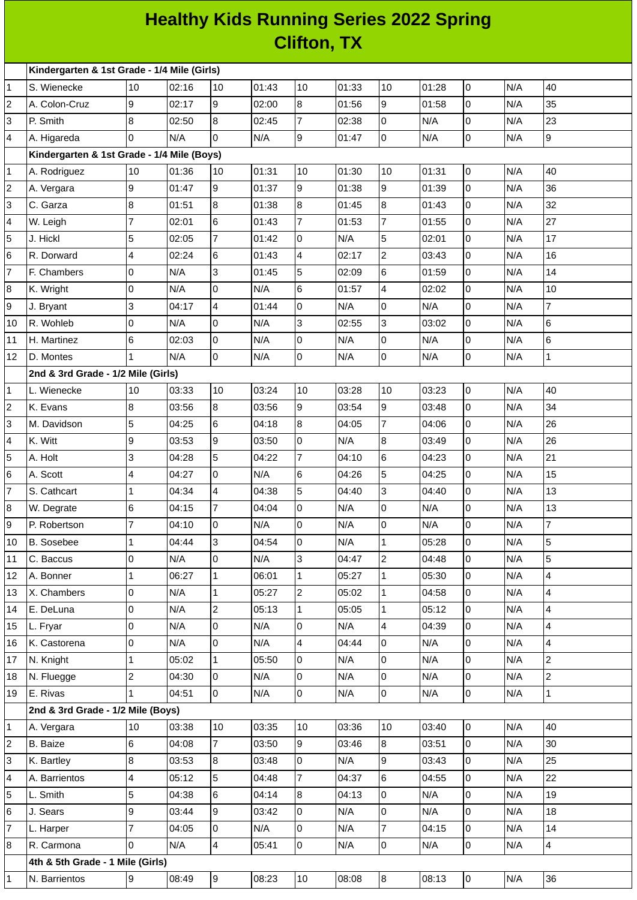# Healthy Kids Running Series 2022 Spring
## Clifton, TX

| | | | | | | | | | | | | |
|---|---|---|---|---|---|---|---|---|---|---|---|---|
| | **Kindergarten & 1st Grade - 1/4 Mile (Girls)** | | | | | | | | | | | |
| 1 | S. Wienecke | 10 | 02:16 | 10 | 01:43 | 10 | 01:33 | 10 | 01:28 | 0 | N/A | 40 |
| 2 | A. Colon-Cruz | 9 | 02:17 | 9 | 02:00 | 8 | 01:56 | 9 | 01:58 | 0 | N/A | 35 |
| 3 | P. Smith | 8 | 02:50 | 8 | 02:45 | 7 | 02:38 | 0 | N/A | 0 | N/A | 23 |
| 4 | A. Higareda | 0 | N/A | 0 | N/A | 9 | 01:47 | 0 | N/A | 0 | N/A | 9 |
| | **Kindergarten & 1st Grade - 1/4 Mile (Boys)** | | | | | | | | | | | |
| 1 | A. Rodriguez | 10 | 01:36 | 10 | 01:31 | 10 | 01:30 | 10 | 01:31 | 0 | N/A | 40 |
| 2 | A. Vergara | 9 | 01:47 | 9 | 01:37 | 9 | 01:38 | 9 | 01:39 | 0 | N/A | 36 |
| 3 | C. Garza | 8 | 01:51 | 8 | 01:38 | 8 | 01:45 | 8 | 01:43 | 0 | N/A | 32 |
| 4 | W. Leigh | 7 | 02:01 | 6 | 01:43 | 7 | 01:53 | 7 | 01:55 | 0 | N/A | 27 |
| 5 | J. Hickl | 5 | 02:05 | 7 | 01:42 | 0 | N/A | 5 | 02:01 | 0 | N/A | 17 |
| 6 | R. Dorward | 4 | 02:24 | 6 | 01:43 | 4 | 02:17 | 2 | 03:43 | 0 | N/A | 16 |
| 7 | F. Chambers | 0 | N/A | 3 | 01:45 | 5 | 02:09 | 6 | 01:59 | 0 | N/A | 14 |
| 8 | K. Wright | 0 | N/A | 0 | N/A | 6 | 01:57 | 4 | 02:02 | 0 | N/A | 10 |
| 9 | J. Bryant | 3 | 04:17 | 4 | 01:44 | 0 | N/A | 0 | N/A | 0 | N/A | 7 |
| 10 | R. Wohleb | 0 | N/A | 0 | N/A | 3 | 02:55 | 3 | 03:02 | 0 | N/A | 6 |
| 11 | H. Martinez | 6 | 02:03 | 0 | N/A | 0 | N/A | 0 | N/A | 0 | N/A | 6 |
| 12 | D. Montes | 1 | N/A | 0 | N/A | 0 | N/A | 0 | N/A | 0 | N/A | 1 |
| | **2nd & 3rd Grade - 1/2 Mile (Girls)** | | | | | | | | | | | |
| 1 | L. Wienecke | 10 | 03:33 | 10 | 03:24 | 10 | 03:28 | 10 | 03:23 | 0 | N/A | 40 |
| 2 | K. Evans | 8 | 03:56 | 8 | 03:56 | 9 | 03:54 | 9 | 03:48 | 0 | N/A | 34 |
| 3 | M. Davidson | 5 | 04:25 | 6 | 04:18 | 8 | 04:05 | 7 | 04:06 | 0 | N/A | 26 |
| 4 | K. Witt | 9 | 03:53 | 9 | 03:50 | 0 | N/A | 8 | 03:49 | 0 | N/A | 26 |
| 5 | A. Holt | 3 | 04:28 | 5 | 04:22 | 7 | 04:10 | 6 | 04:23 | 0 | N/A | 21 |
| 6 | A. Scott | 4 | 04:27 | 0 | N/A | 6 | 04:26 | 5 | 04:25 | 0 | N/A | 15 |
| 7 | S. Cathcart | 1 | 04:34 | 4 | 04:38 | 5 | 04:40 | 3 | 04:40 | 0 | N/A | 13 |
| 8 | W. Degrate | 6 | 04:15 | 7 | 04:04 | 0 | N/A | 0 | N/A | 0 | N/A | 13 |
| 9 | P. Robertson | 7 | 04:10 | 0 | N/A | 0 | N/A | 0 | N/A | 0 | N/A | 7 |
| 10 | B. Sosebee | 1 | 04:44 | 3 | 04:54 | 0 | N/A | 1 | 05:28 | 0 | N/A | 5 |
| 11 | C. Baccus | 0 | N/A | 0 | N/A | 3 | 04:47 | 2 | 04:48 | 0 | N/A | 5 |
| 12 | A. Bonner | 1 | 06:27 | 1 | 06:01 | 1 | 05:27 | 1 | 05:30 | 0 | N/A | 4 |
| 13 | X. Chambers | 0 | N/A | 1 | 05:27 | 2 | 05:02 | 1 | 04:58 | 0 | N/A | 4 |
| 14 | E. DeLuna | 0 | N/A | 2 | 05:13 | 1 | 05:05 | 1 | 05:12 | 0 | N/A | 4 |
| 15 | L. Fryar | 0 | N/A | 0 | N/A | 0 | N/A | 4 | 04:39 | 0 | N/A | 4 |
| 16 | K. Castorena | 0 | N/A | 0 | N/A | 4 | 04:44 | 0 | N/A | 0 | N/A | 4 |
| 17 | N. Knight | 1 | 05:02 | 1 | 05:50 | 0 | N/A | 0 | N/A | 0 | N/A | 2 |
| 18 | N. Fluegge | 2 | 04:30 | 0 | N/A | 0 | N/A | 0 | N/A | 0 | N/A | 2 |
| 19 | E. Rivas | 1 | 04:51 | 0 | N/A | 0 | N/A | 0 | N/A | 0 | N/A | 1 |
| | **2nd & 3rd Grade - 1/2 Mile (Boys)** | | | | | | | | | | | |
| 1 | A. Vergara | 10 | 03:38 | 10 | 03:35 | 10 | 03:36 | 10 | 03:40 | 0 | N/A | 40 |
| 2 | B. Baize | 6 | 04:08 | 7 | 03:50 | 9 | 03:46 | 8 | 03:51 | 0 | N/A | 30 |
| 3 | K. Bartley | 8 | 03:53 | 8 | 03:48 | 0 | N/A | 9 | 03:43 | 0 | N/A | 25 |
| 4 | A. Barrientos | 4 | 05:12 | 5 | 04:48 | 7 | 04:37 | 6 | 04:55 | 0 | N/A | 22 |
| 5 | L. Smith | 5 | 04:38 | 6 | 04:14 | 8 | 04:13 | 0 | N/A | 0 | N/A | 19 |
| 6 | J. Sears | 9 | 03:44 | 9 | 03:42 | 0 | N/A | 0 | N/A | 0 | N/A | 18 |
| 7 | L. Harper | 7 | 04:05 | 0 | N/A | 0 | N/A | 7 | 04:15 | 0 | N/A | 14 |
| 8 | R. Carmona | 0 | N/A | 4 | 05:41 | 0 | N/A | 0 | N/A | 0 | N/A | 4 |
| | **4th & 5th Grade - 1 Mile (Girls)** | | | | | | | | | | | |
| 1 | N. Barrientos | 9 | 08:49 | 9 | 08:23 | 10 | 08:08 | 8 | 08:13 | 0 | N/A | 36 |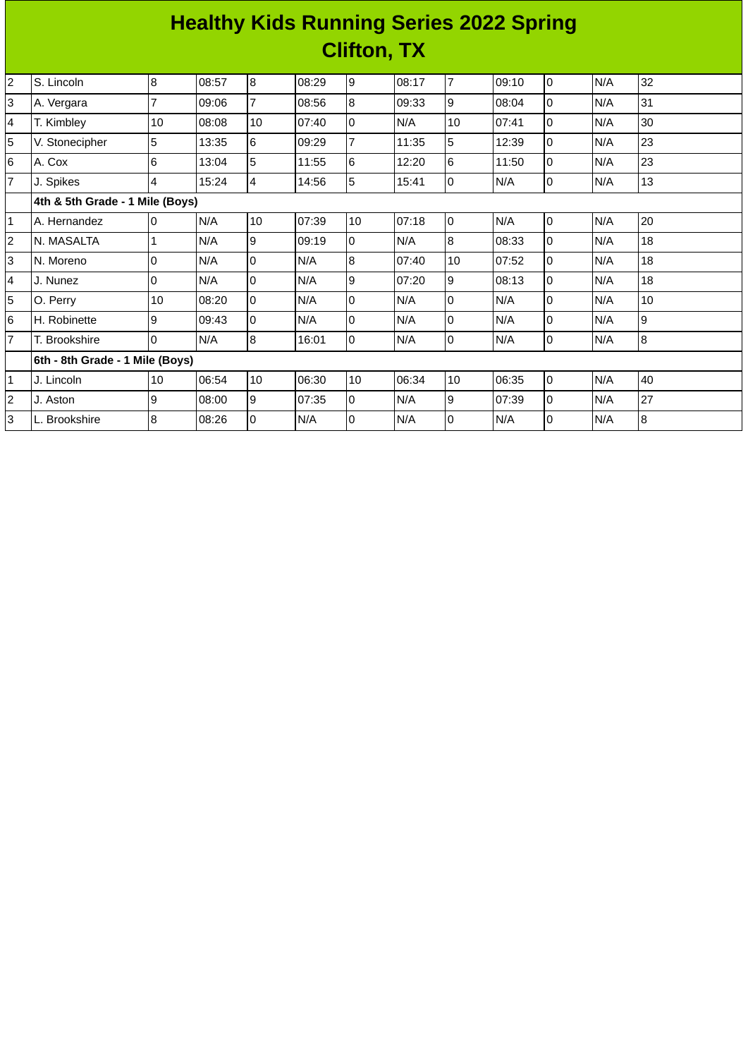# Healthy Kids Running Series 2022 Spring
## Clifton, TX

| | | | | | | | | | | | | |
|---|---|---|---|---|---|---|---|---|---|---|---|---|
| 2 | S. Lincoln | 8 | 08:57 | 8 | 08:29 | 9 | 08:17 | 7 | 09:10 | 0 | N/A | 32 |
| 3 | A. Vergara | 7 | 09:06 | 7 | 08:56 | 8 | 09:33 | 9 | 08:04 | 0 | N/A | 31 |
| 4 | T. Kimbley | 10 | 08:08 | 10 | 07:40 | 0 | N/A | 10 | 07:41 | 0 | N/A | 30 |
| 5 | V. Stonecipher | 5 | 13:35 | 6 | 09:29 | 7 | 11:35 | 5 | 12:39 | 0 | N/A | 23 |
| 6 | A. Cox | 6 | 13:04 | 5 | 11:55 | 6 | 12:20 | 6 | 11:50 | 0 | N/A | 23 |
| 7 | J. Spikes | 4 | 15:24 | 4 | 14:56 | 5 | 15:41 | 0 | N/A | 0 | N/A | 13 |
| | **4th & 5th Grade - 1 Mile (Boys)** | | | | | | | | | | | |
| 1 | A. Hernandez | 0 | N/A | 10 | 07:39 | 10 | 07:18 | 0 | N/A | 0 | N/A | 20 |
| 2 | N. MASALTA | 1 | N/A | 9 | 09:19 | 0 | N/A | 8 | 08:33 | 0 | N/A | 18 |
| 3 | N. Moreno | 0 | N/A | 0 | N/A | 8 | 07:40 | 10 | 07:52 | 0 | N/A | 18 |
| 4 | J. Nunez | 0 | N/A | 0 | N/A | 9 | 07:20 | 9 | 08:13 | 0 | N/A | 18 |
| 5 | O. Perry | 10 | 08:20 | 0 | N/A | 0 | N/A | 0 | N/A | 0 | N/A | 10 |
| 6 | H. Robinette | 9 | 09:43 | 0 | N/A | 0 | N/A | 0 | N/A | 0 | N/A | 9 |
| 7 | T. Brookshire | 0 | N/A | 8 | 16:01 | 0 | N/A | 0 | N/A | 0 | N/A | 8 |
| | **6th - 8th Grade - 1 Mile (Boys)** | | | | | | | | | | | |
| 1 | J. Lincoln | 10 | 06:54 | 10 | 06:30 | 10 | 06:34 | 10 | 06:35 | 0 | N/A | 40 |
| 2 | J. Aston | 9 | 08:00 | 9 | 07:35 | 0 | N/A | 9 | 07:39 | 0 | N/A | 27 |
| 3 | L. Brookshire | 8 | 08:26 | 0 | N/A | 0 | N/A | 0 | N/A | 0 | N/A | 8 |